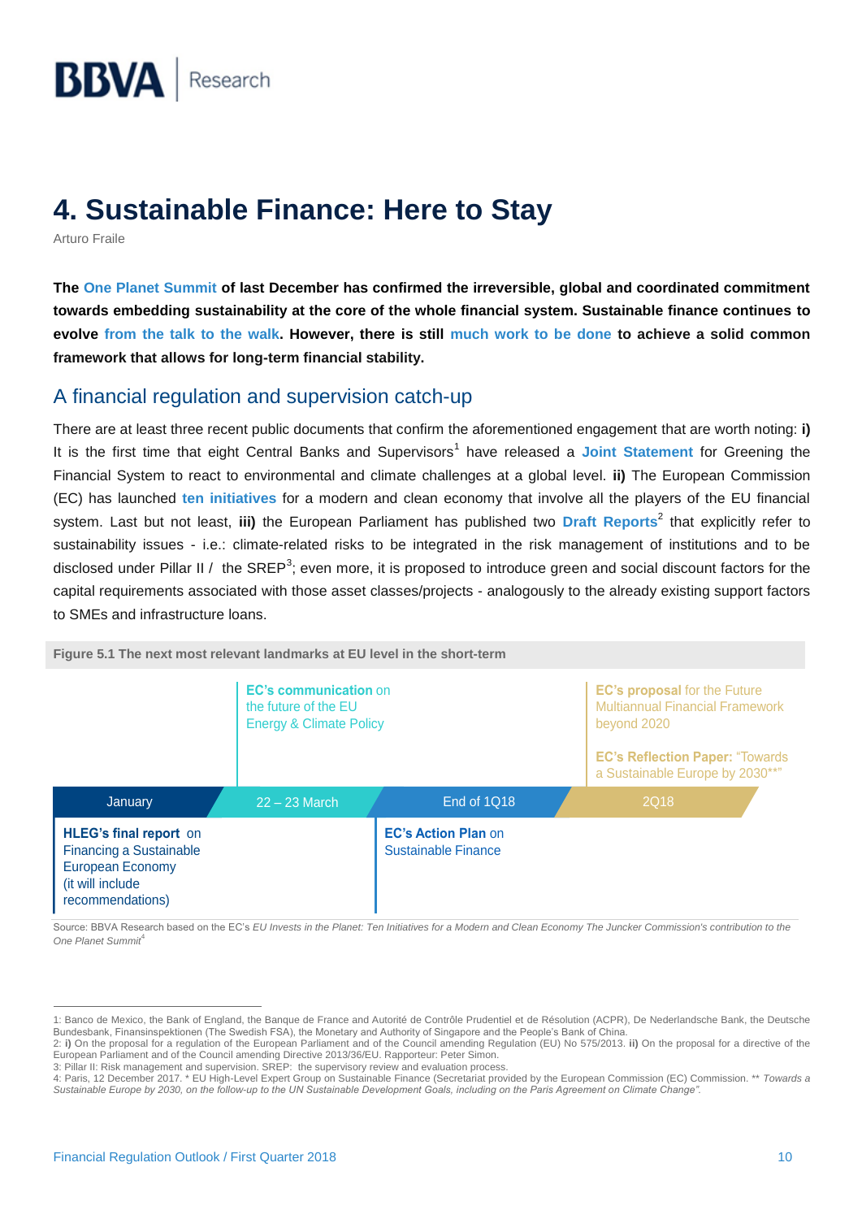# 4. Sustainable Finance: Here to Stay

Arturo Fraile

**The One Planet Summit of last December has confirmed the irreversible, global and coordinated commitment towards embedding sustainability at the core of the whole financial system. Sustainable finance continues to evolve from the talk to the walk. However, there is still much work to be done to achieve a solid common framework that allows for long-term financial stability.**

## A financial regulation and supervision catch-up

There are at least three recent public documents that confirm the aforementioned engagement that are worth noting: **i)** It is the first time that eight Central Banks and Supervisors[1] have released a **Joint Statement** for Greening the Financial System to react to environmental and climate challenges at a global level. **ii)** The European Commission (EC) has launched **ten initiatives** for a modern and clean economy that involve all the players of the EU financial system. Last but not least, **iii)** the European Parliament has published two **Draft Reports**[2] that explicitly refer to sustainability issues - i.e.: climate-related risks to be integrated in the risk management of institutions and to be disclosed under Pillar II / the SREP[3]; even more, it is proposed to introduce green and social discount factors for the capital requirements associated with those asset classes/projects - analogously to the already existing support factors to SMEs and infrastructure loans.

**Figure 5.1 The next most relevant landmarks at EU level in the short-term**

| January | 22 – 23 March | End of 1Q18 | 2Q18 |
|---|---|---|---|
| | **EC's communication** on the future of the EU Energy & Climate Policy | | **EC's proposal** for the Future Multiannual Financial Framework beyond 2020<br><br>**EC's Reflection Paper:** "Towards a Sustainable Europe by 2030**" |
| **HLEG's final report** on Financing a Sustainable European Economy (it will include recommendations) | | **EC's Action Plan** on Sustainable Finance | |

Source: BBVA Research based on the EC's *EU Invests in the Planet: Ten Initiatives for a Modern and Clean Economy The Juncker Commission's contribution to the One Planet Summit*[4]

---

1: Banco de Mexico, the Bank of England, the Banque de France and Autorité de Contrôle Prudentiel et de Résolution (ACPR), De Nederlandsche Bank, the Deutsche Bundesbank, Finansinspektionen (The Swedish FSA), the Monetary and Authority of Singapore and the People's Bank of China.

2: **i)** On the proposal for a regulation of the European Parliament and of the Council amending Regulation (EU) No 575/2013. **ii)** On the proposal for a directive of the European Parliament and of the Council amending Directive 2013/36/EU. Rapporteur: Peter Simon.

3: Pillar II: Risk management and supervision. SREP: the supervisory review and evaluation process.

4: Paris, 12 December 2017. * EU High-Level Expert Group on Sustainable Finance (Secretariat provided by the European Commission (EC) Commission. ** *Towards a Sustainable Europe by 2030, on the follow-up to the UN Sustainable Development Goals, including on the Paris Agreement on Climate Change".*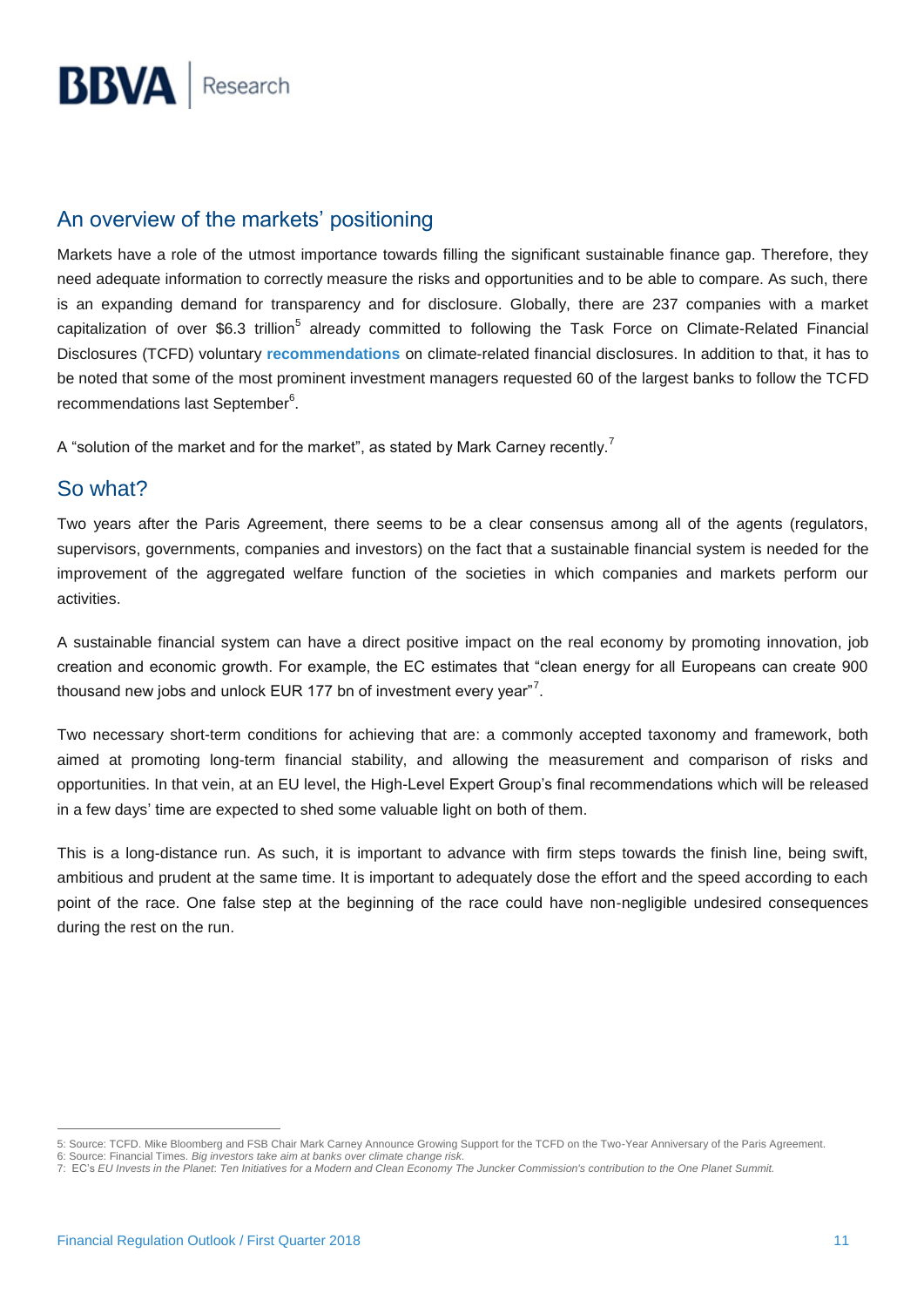## An overview of the markets' positioning

Markets have a role of the utmost importance towards filling the significant sustainable finance gap. Therefore, they need adequate information to correctly measure the risks and opportunities and to be able to compare. As such, there is an expanding demand for transparency and for disclosure. Globally, there are 237 companies with a market capitalization of over $6.3 trillion[5] already committed to following the Task Force on Climate-Related Financial Disclosures (TCFD) voluntary **recommendations** on climate-related financial disclosures. In addition to that, it has to be noted that some of the most prominent investment managers requested 60 of the largest banks to follow the TCFD recommendations last September[6].

A "solution of the market and for the market", as stated by Mark Carney recently.[7]

## So what?

Two years after the Paris Agreement, there seems to be a clear consensus among all of the agents (regulators, supervisors, governments, companies and investors) on the fact that a sustainable financial system is needed for the improvement of the aggregated welfare function of the societies in which companies and markets perform our activities.

A sustainable financial system can have a direct positive impact on the real economy by promoting innovation, job creation and economic growth. For example, the EC estimates that "clean energy for all Europeans can create 900 thousand new jobs and unlock EUR 177 bn of investment every year"[7].

Two necessary short-term conditions for achieving that are: a commonly accepted taxonomy and framework, both aimed at promoting long-term financial stability, and allowing the measurement and comparison of risks and opportunities. In that vein, at an EU level, the High-Level Expert Group's final recommendations which will be released in a few days' time are expected to shed some valuable light on both of them.

This is a long-distance run. As such, it is important to advance with firm steps towards the finish line, being swift, ambitious and prudent at the same time. It is important to adequately dose the effort and the speed according to each point of the race. One false step at the beginning of the race could have non-negligible undesired consequences during the rest on the run.

---

5: Source: TCFD. Mike Bloomberg and FSB Chair Mark Carney Announce Growing Support for the TCFD on the Two-Year Anniversary of the Paris Agreement.
6: Source: Financial Times. *Big investors take aim at banks over climate change risk.*
7: EC's *EU Invests in the Planet: Ten Initiatives for a Modern and Clean Economy The Juncker Commission's contribution to the One Planet Summit.*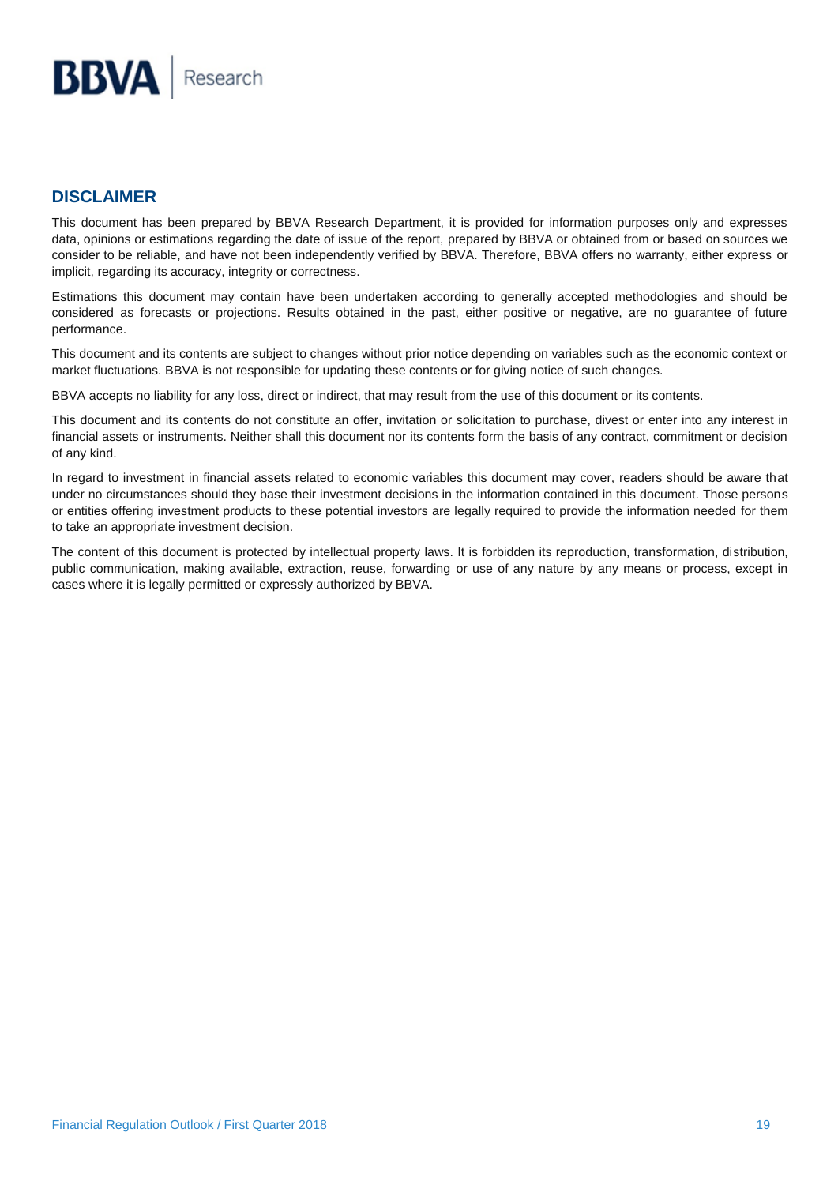## DISCLAIMER

This document has been prepared by BBVA Research Department, it is provided for information purposes only and expresses data, opinions or estimations regarding the date of issue of the report, prepared by BBVA or obtained from or based on sources we consider to be reliable, and have not been independently verified by BBVA. Therefore, BBVA offers no warranty, either express or implicit, regarding its accuracy, integrity or correctness.

Estimations this document may contain have been undertaken according to generally accepted methodologies and should be considered as forecasts or projections. Results obtained in the past, either positive or negative, are no guarantee of future performance.

This document and its contents are subject to changes without prior notice depending on variables such as the economic context or market fluctuations. BBVA is not responsible for updating these contents or for giving notice of such changes.

BBVA accepts no liability for any loss, direct or indirect, that may result from the use of this document or its contents.

This document and its contents do not constitute an offer, invitation or solicitation to purchase, divest or enter into any interest in financial assets or instruments. Neither shall this document nor its contents form the basis of any contract, commitment or decision of any kind.

In regard to investment in financial assets related to economic variables this document may cover, readers should be aware that under no circumstances should they base their investment decisions in the information contained in this document. Those persons or entities offering investment products to these potential investors are legally required to provide the information needed for them to take an appropriate investment decision.

The content of this document is protected by intellectual property laws. It is forbidden its reproduction, transformation, distribution, public communication, making available, extraction, reuse, forwarding or use of any nature by any means or process, except in cases where it is legally permitted or expressly authorized by BBVA.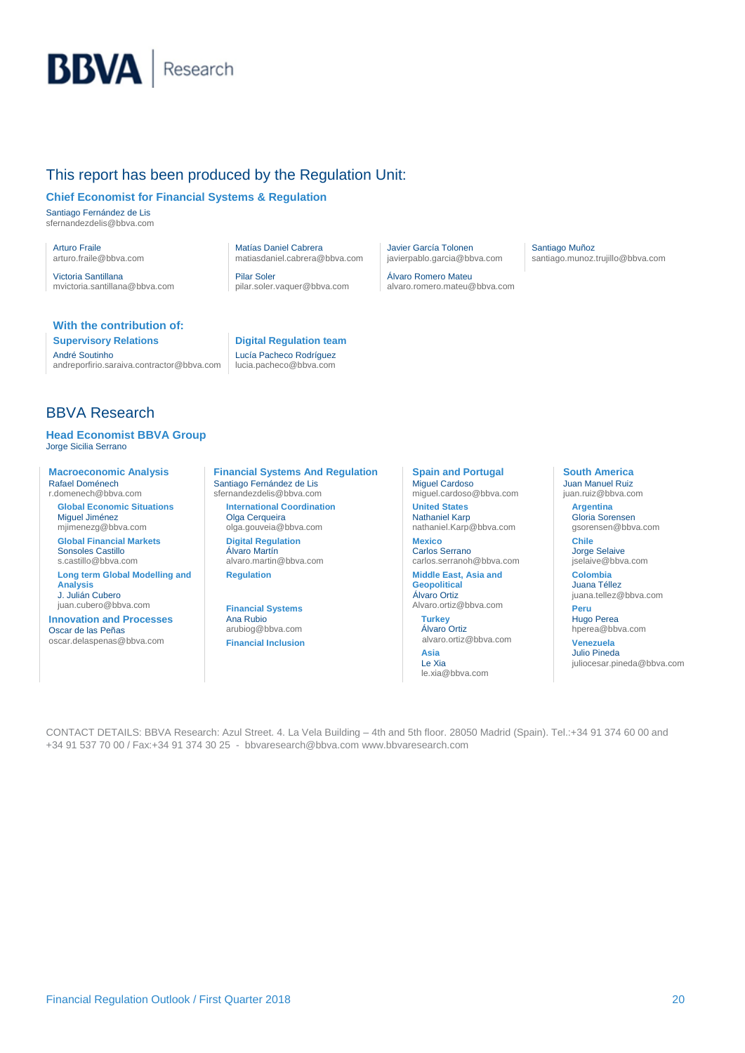**BBVA** | Research

## This report has been produced by the Regulation Unit:

### Chief Economist for Financial Systems & Regulation

Santiago Fernández de Lis
sfernandezdelis@bbva.com

Arturo Fraile
arturo.fraile@bbva.com

Victoria Santillana
mvictoria.santillana@bbva.com

Matías Daniel Cabrera
matiasdaniel.cabrera@bbva.com

Pilar Soler
pilar.soler.vaquer@bbva.com

Javier García Tolonen
javierpablo.garcia@bbva.com

Álvaro Romero Mateu
alvaro.romero.mateu@bbva.com

Santiago Muñoz
santiago.munoz.trujillo@bbva.com

### With the contribution of:

**Supervisory Relations**

André Soutinho
andreporfirio.saraiva.contractor@bbva.com

**Digital Regulation team**

Lucía Pacheco Rodríguez
lucia.pacheco@bbva.com

## BBVA Research

### Head Economist BBVA Group

Jorge Sicilia Serrano

**Macroeconomic Analysis**
Rafael Doménech
r.domenech@bbva.com

**Global Economic Situations**
Miguel Jiménez
mjimenezg@bbva.com

**Global Financial Markets**
Sonsoles Castillo
s.castillo@bbva.com

**Long term Global Modelling and Analysis**
J. Julián Cubero
juan.cubero@bbva.com

**Innovation and Processes**
Oscar de las Peñas
oscar.delaspenas@bbva.com

**Financial Systems And Regulation**
Santiago Fernández de Lis
sfernandezdelis@bbva.com

**International Coordination**
Olga Cerqueira
olga.gouveia@bbva.com

**Digital Regulation**
Álvaro Martín
alvaro.martin@bbva.com

**Regulation**

**Financial Systems**
Ana Rubio
arubiog@bbva.com

**Financial Inclusion**

**Spain and Portugal**
Miguel Cardoso
miguel.cardoso@bbva.com

**United States**
Nathaniel Karp
nathaniel.Karp@bbva.com

**Mexico**
Carlos Serrano
carlos.serranoh@bbva.com

**Middle East, Asia and Geopolitical**
Álvaro Ortiz
Alvaro.ortiz@bbva.com

**Turkey**
Álvaro Ortiz
alvaro.ortiz@bbva.com

**Asia**
Le Xia
le.xia@bbva.com

**South America**
Juan Manuel Ruiz
juan.ruiz@bbva.com

**Argentina**
Gloria Sorensen
gsorensen@bbva.com

**Chile**
Jorge Selaive
jselaive@bbva.com

**Colombia**
Juana Téllez
juana.tellez@bbva.com

**Peru**
Hugo Perea
hperea@bbva.com

**Venezuela**
Julio Pineda
juliocesar.pineda@bbva.com

CONTACT DETAILS: BBVA Research: Azul Street. 4. La Vela Building – 4th and 5th floor. 28050 Madrid (Spain). Tel.:+34 91 374 60 00 and +34 91 537 70 00 / Fax:+34 91 374 30 25 - bbvaresearch@bbva.com www.bbvaresearch.com